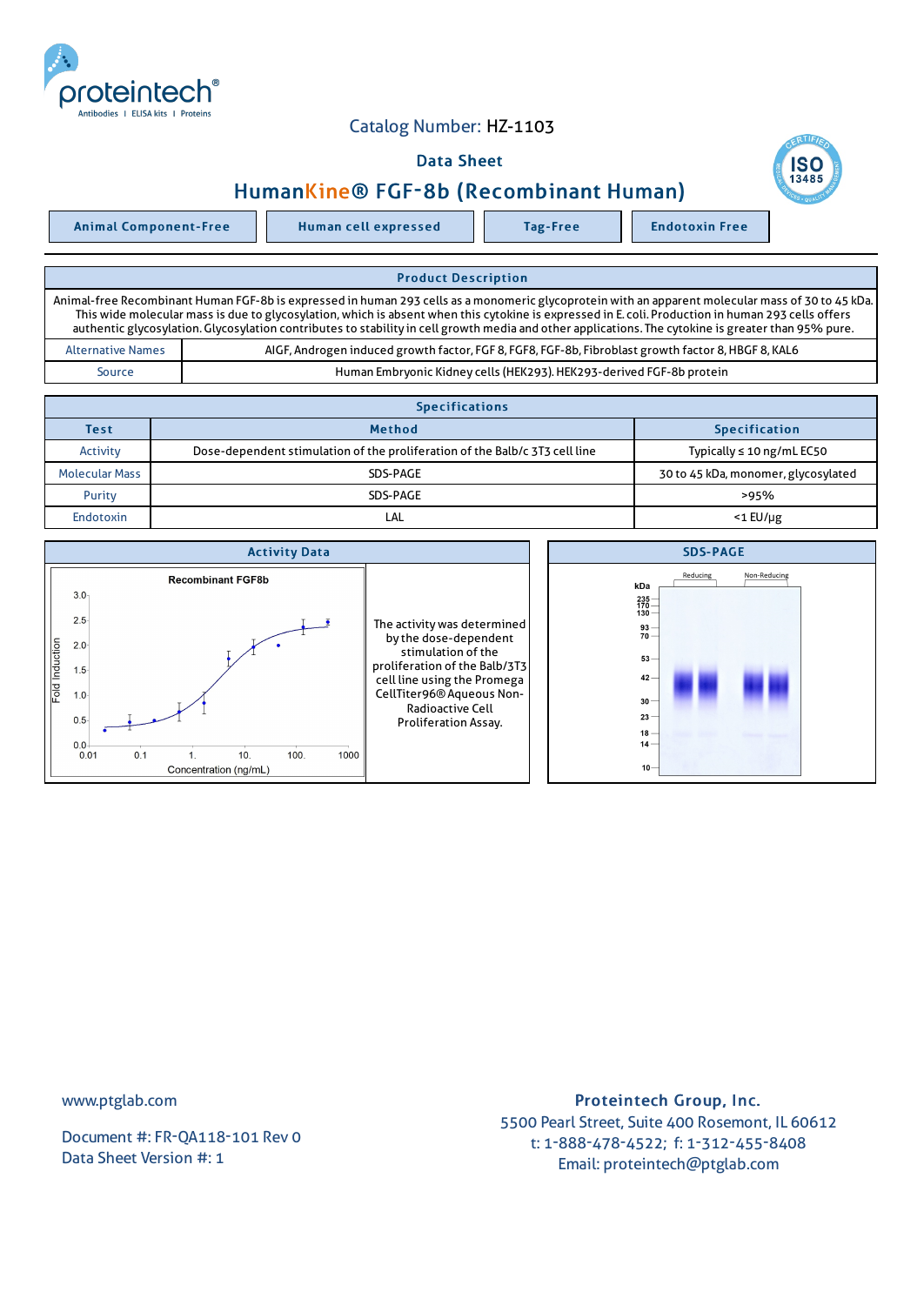Catalog Number: HZ-1103

Data Sheet

# HumanKine® FGF-8b (Recombinant Human)

Animal Component-Free | Human cell expressed | Tag-Free | Endotoxin Free

## Product Description

Animal-free Recombinant Human FGF-8b is expressed in human 293 cells as a monomeric glycoprotein with an apparent molecular mass of 30 to 45 kDa. This wide molecular mass is due to glycosylation, which is absent when this cytokine is expressed in E. coli. Production in human 293 cells offers authentic glycosylation. Glycosylation contributes to stability in cell growth media and other applications. The cytokine is greater than 95% pure.

| | |
|---|---|
| Alternative Names | AIGF, Androgen induced growth factor, FGF 8, FGF8, FGF-8b, Fibroblast growth factor 8, HBGF 8, KAL6 |
| Source | Human Embryonic Kidney cells (HEK293). HEK293-derived FGF-8b protein |

## Specifications

| Test | Method | Specification |
|---|---|---|
| Activity | Dose-dependent stimulation of the proliferation of the Balb/c 3T3 cell line | Typically ≤ 10 ng/mL EC50 |
| Molecular Mass | SDS-PAGE | 30 to 45 kDa, monomer, glycosylated |
| Purity | SDS-PAGE | >95% |
| Endotoxin | LAL | <1 EU/μg |

## Activity Data

The activity was determined by the dose-dependent stimulation of the proliferation of the Balb/3T3 cell line using the Promega CellTiter96® Aqueous Non-Radioactive Cell Proliferation Assay.

## SDS-PAGE

www.ptglab.com

Document #: FR-QA118-101 Rev 0
Data Sheet Version #: 1

**Proteintech Group, Inc.**
5500 Pearl Street, Suite 400 Rosemont, IL 60612
t: 1-888-478-4522; f: 1-312-455-8408
Email: proteintech@ptglab.com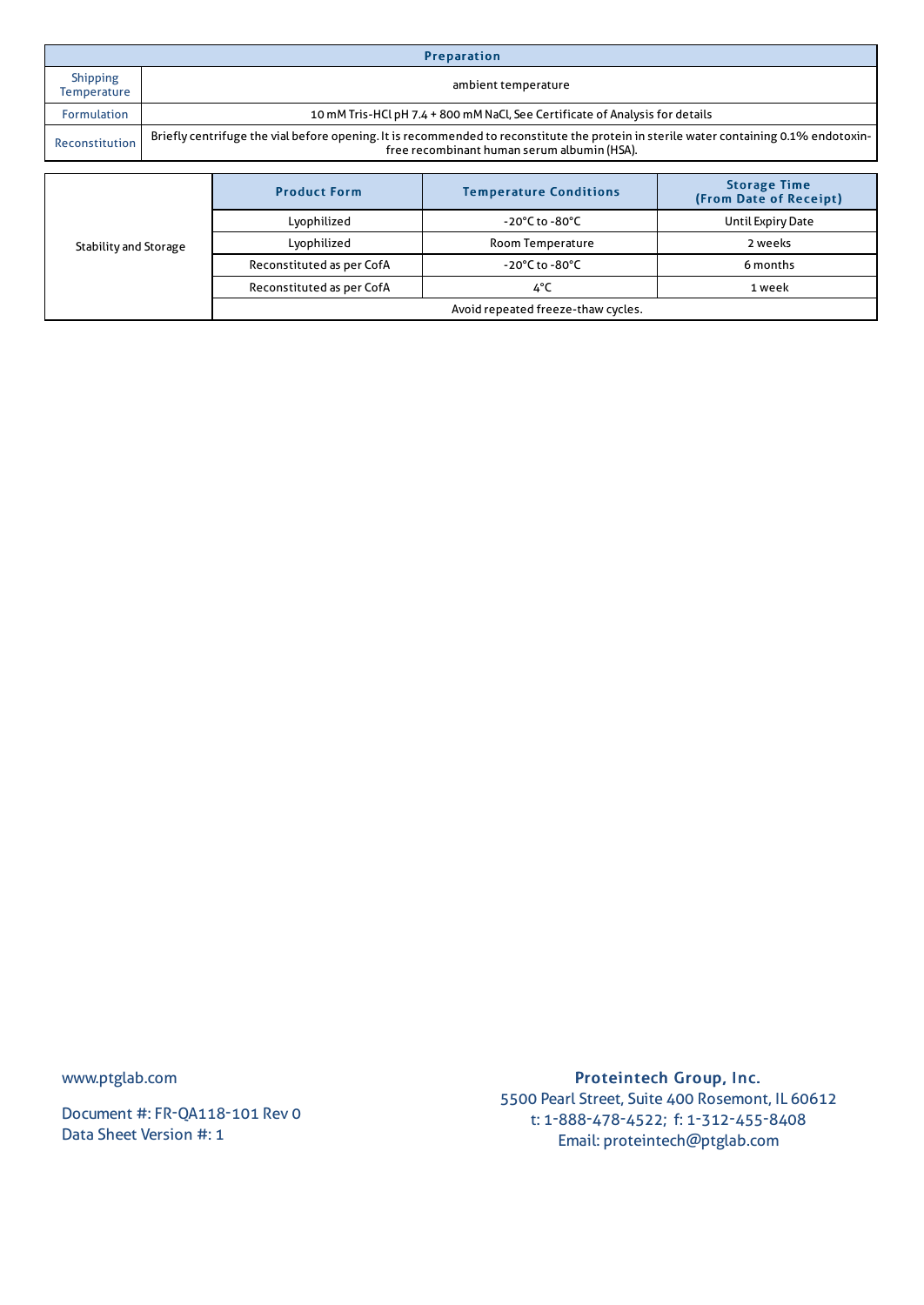| Preparation | |
|---|---|
| Shipping Temperature | ambient temperature |
| Formulation | 10 mM Tris-HCl pH 7.4 + 800 mM NaCl, See Certificate of Analysis for details |
| Reconstitution | Briefly centrifuge the vial before opening. It is recommended to reconstitute the protein in sterile water containing 0.1% endotoxin-free recombinant human serum albumin (HSA). |

| | Product Form | Temperature Conditions | Storage Time (From Date of Receipt) |
|---|---|---|---|
| Stability and Storage | Lyophilized | -20°C to -80°C | Until Expiry Date |
| | Lyophilized | Room Temperature | 2 weeks |
| | Reconstituted as per CofA | -20°C to -80°C | 6 months |
| | Reconstituted as per CofA | 4°C | 1 week |
| | Avoid repeated freeze-thaw cycles. | | |

www.ptglab.com

Document #: FR-QA118-101 Rev 0
Data Sheet Version #: 1

**Proteintech Group, Inc.**
5500 Pearl Street, Suite 400 Rosemont, IL 60612
t: 1-888-478-4522; f: 1-312-455-8408
Email: proteintech@ptglab.com